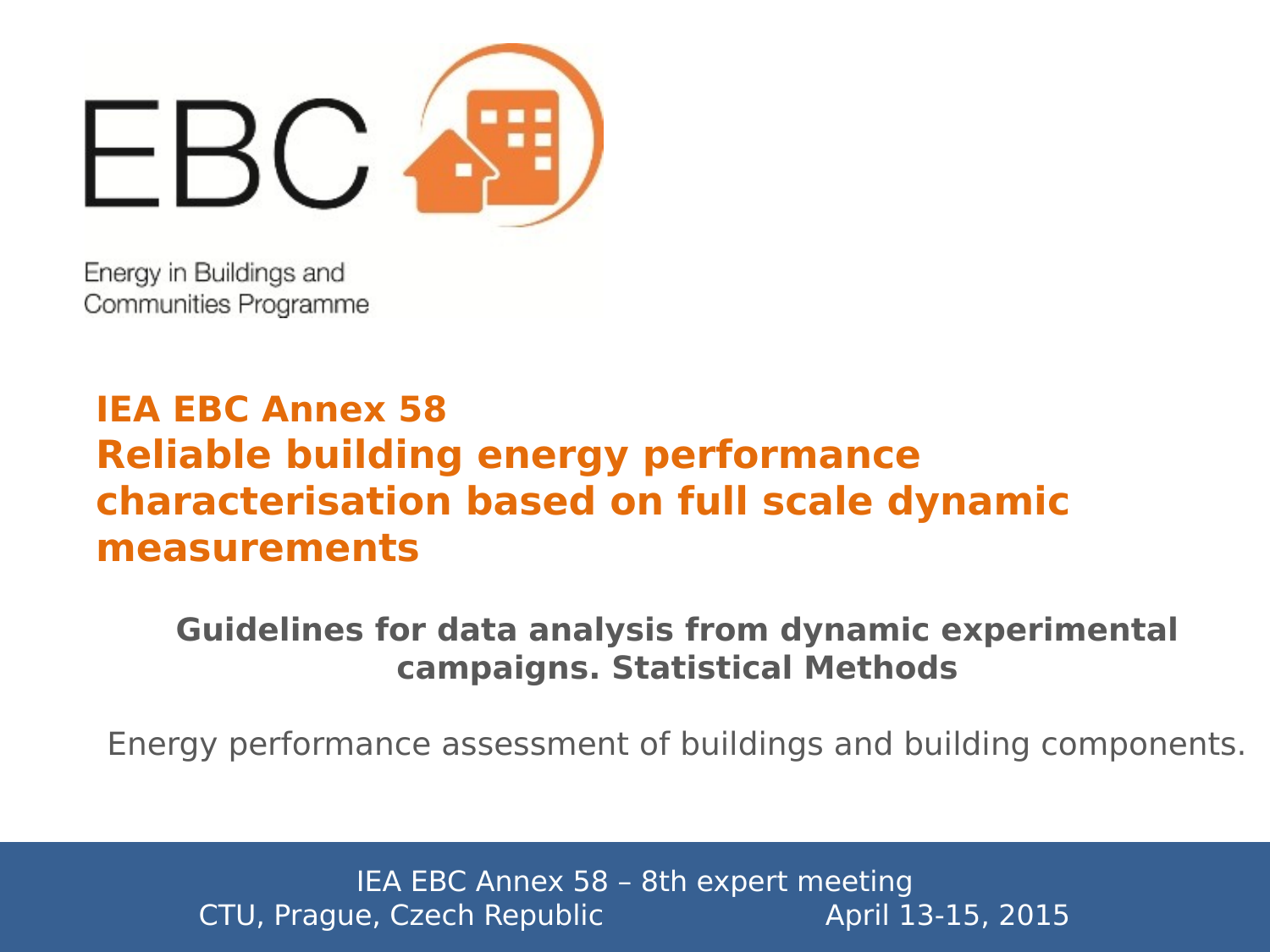EBC

Energy in Buildings and Communities Programme

# IEA EBC Annex 58
# Reliable building energy performance characterisation based on full scale dynamic measurements

## Guidelines for data analysis from dynamic experimental campaigns. Statistical Methods

Energy performance assessment of buildings and building components.

IEA EBC Annex 58 – 8th expert meeting
CTU, Prague, Czech Republic April 13-15, 2015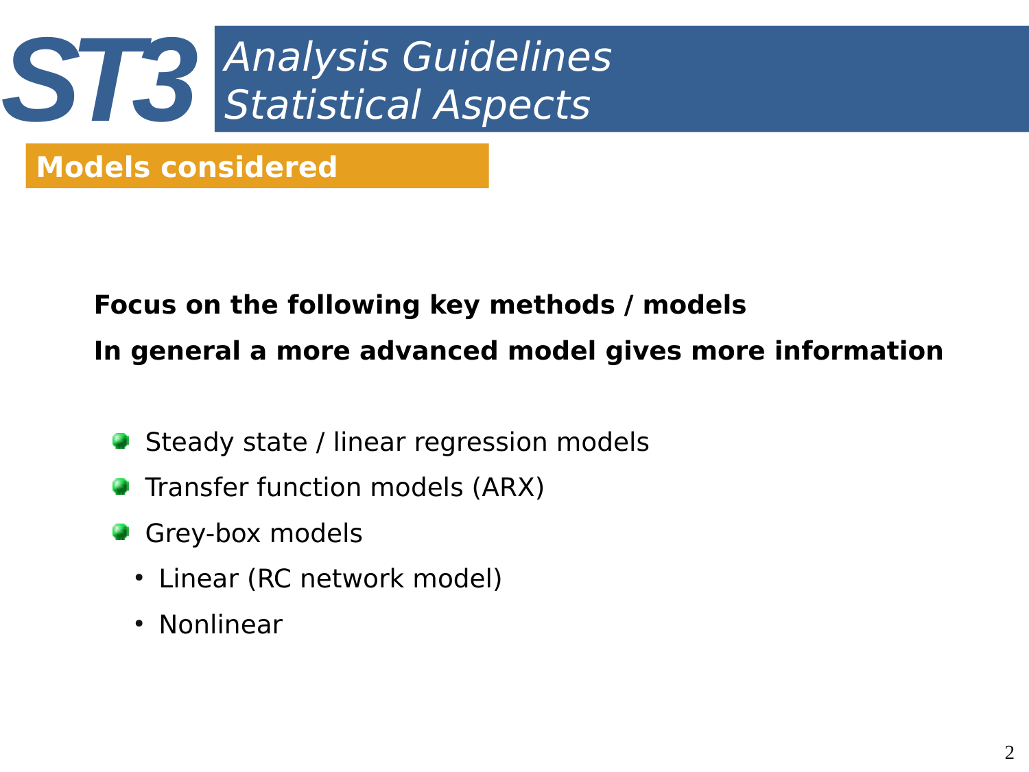# ST3 Analysis Guidelines Statistical Aspects

## Models considered

**Focus on the following key methods / models**

**In general a more advanced model gives more information**

- Steady state / linear regression models
- Transfer function models (ARX)
- Grey-box models
  - Linear (RC network model)
  - Nonlinear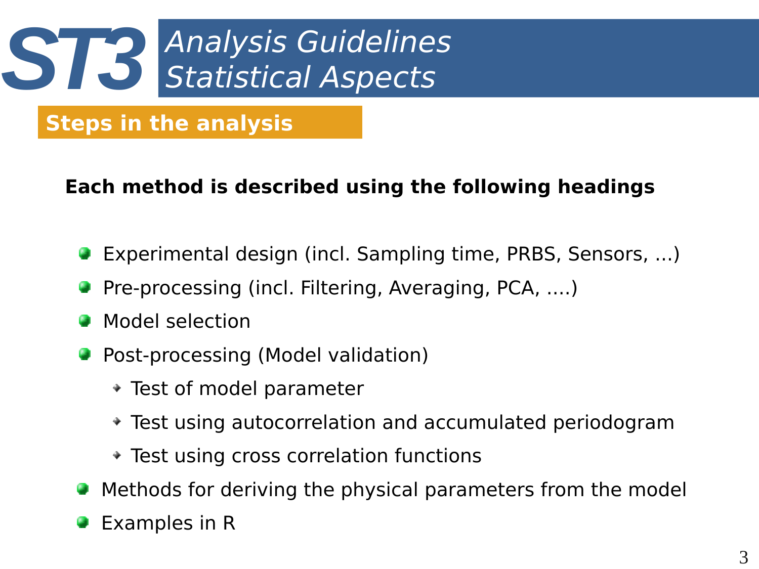# ST3 Analysis Guidelines Statistical Aspects

## Steps in the analysis

**Each method is described using the following headings**

- Experimental design (incl. Sampling time, PRBS, Sensors, ...)
- Pre-processing (incl. Filtering, Averaging, PCA, ....)
- Model selection
- Post-processing (Model validation)
  - Test of model parameter
  - Test using autocorrelation and accumulated periodogram
  - Test using cross correlation functions
- Methods for deriving the physical parameters from the model
- Examples in R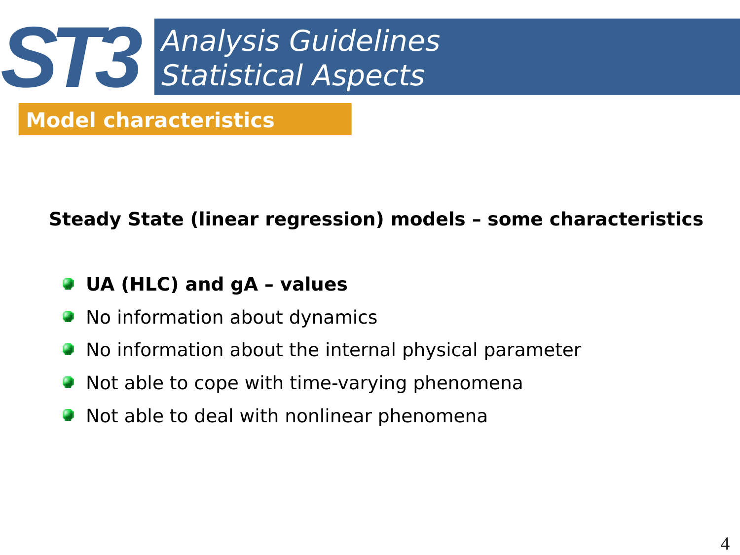# ST3 Analysis Guidelines Statistical Aspects

## Model characteristics

**Steady State (linear regression) models – some characteristics**

- **UA (HLC) and gA – values**
- No information about dynamics
- No information about the internal physical parameter
- Not able to cope with time-varying phenomena
- Not able to deal with nonlinear phenomena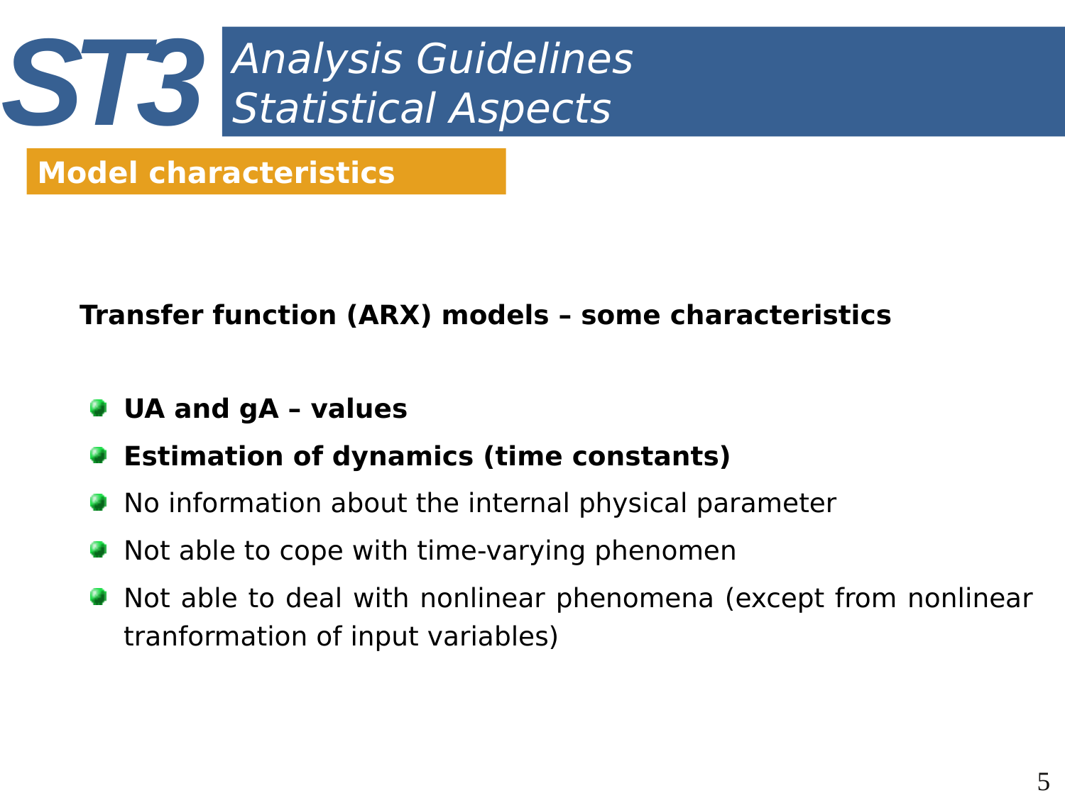# ST3 Analysis Guidelines Statistical Aspects

## Model characteristics

**Transfer function (ARX) models – some characteristics**

- **UA and gA – values**
- **Estimation of dynamics (time constants)**
- No information about the internal physical parameter
- Not able to cope with time-varying phenomen
- Not able to deal with nonlinear phenomena (except from nonlinear tranformation of input variables)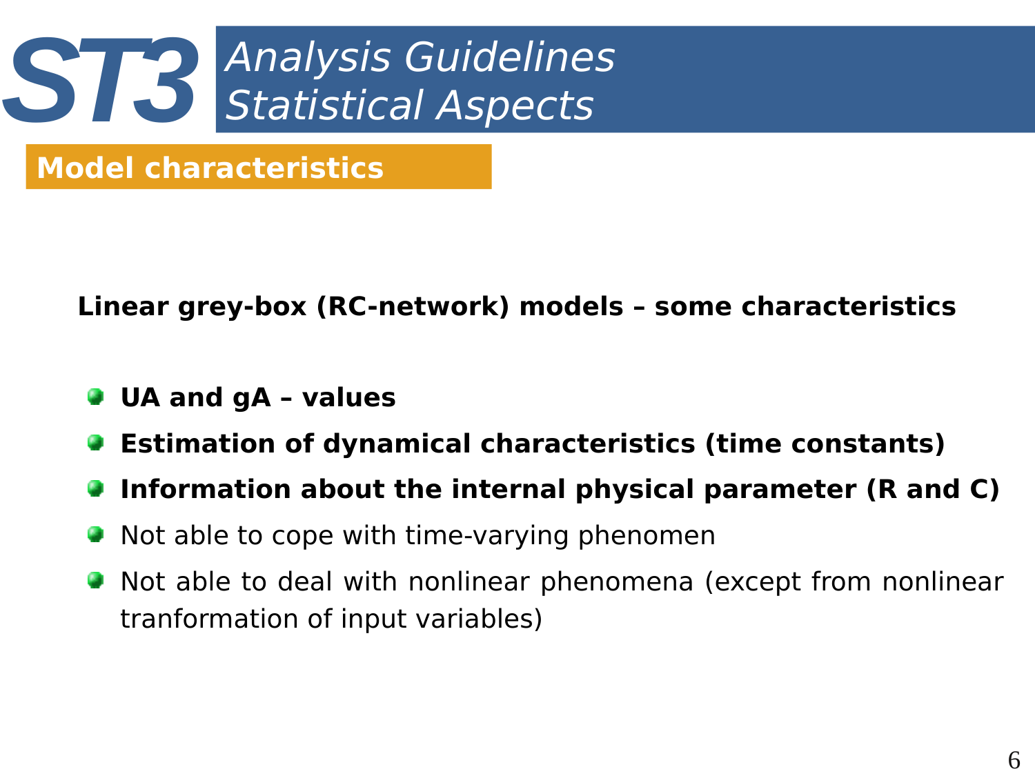# ST3 *Analysis Guidelines Statistical Aspects*

## Model characteristics

**Linear grey-box (RC-network) models – some characteristics**

- **UA and gA – values**
- **Estimation of dynamical characteristics (time constants)**
- **Information about the internal physical parameter (R and C)**
- Not able to cope with time-varying phenomen
- Not able to deal with nonlinear phenomena (except from nonlinear tranformation of input variables)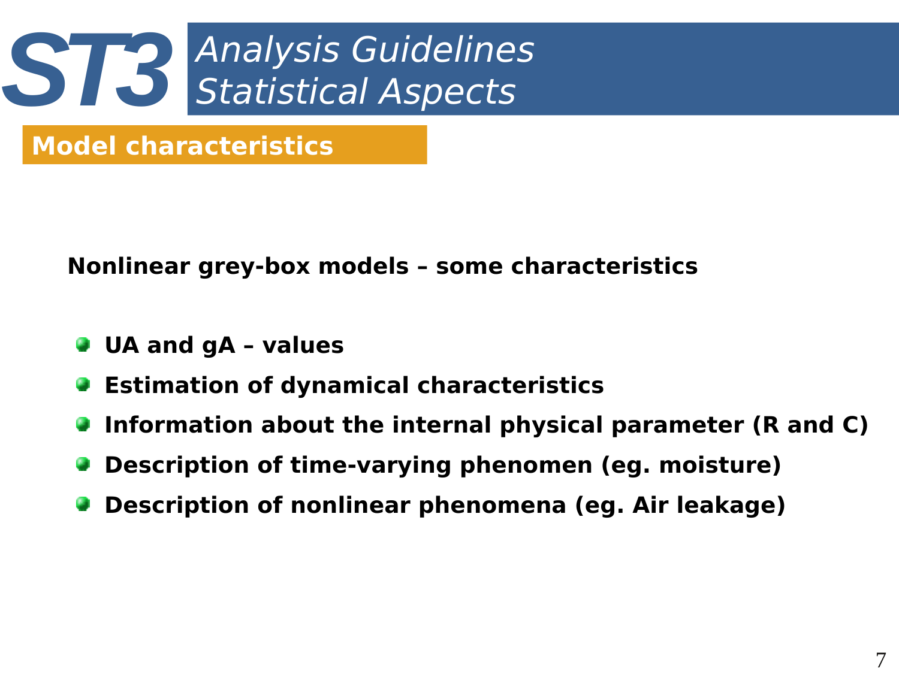# ST3 Analysis Guidelines Statistical Aspects

## Model characteristics

**Nonlinear grey-box models – some characteristics**

- **UA and gA – values**
- **Estimation of dynamical characteristics**
- **Information about the internal physical parameter (R and C)**
- **Description of time-varying phenomen (eg. moisture)**
- **Description of nonlinear phenomena (eg. Air leakage)**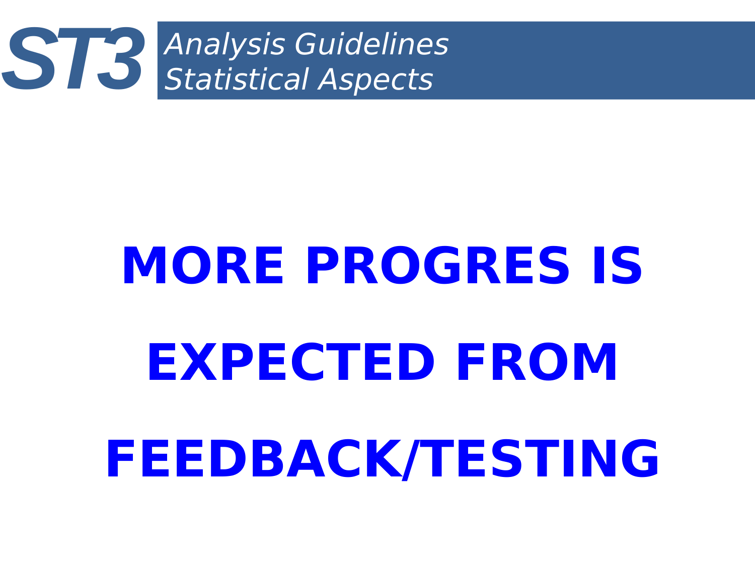**MORE PROGRES IS EXPECTED FROM FEEDBACK/TESTING**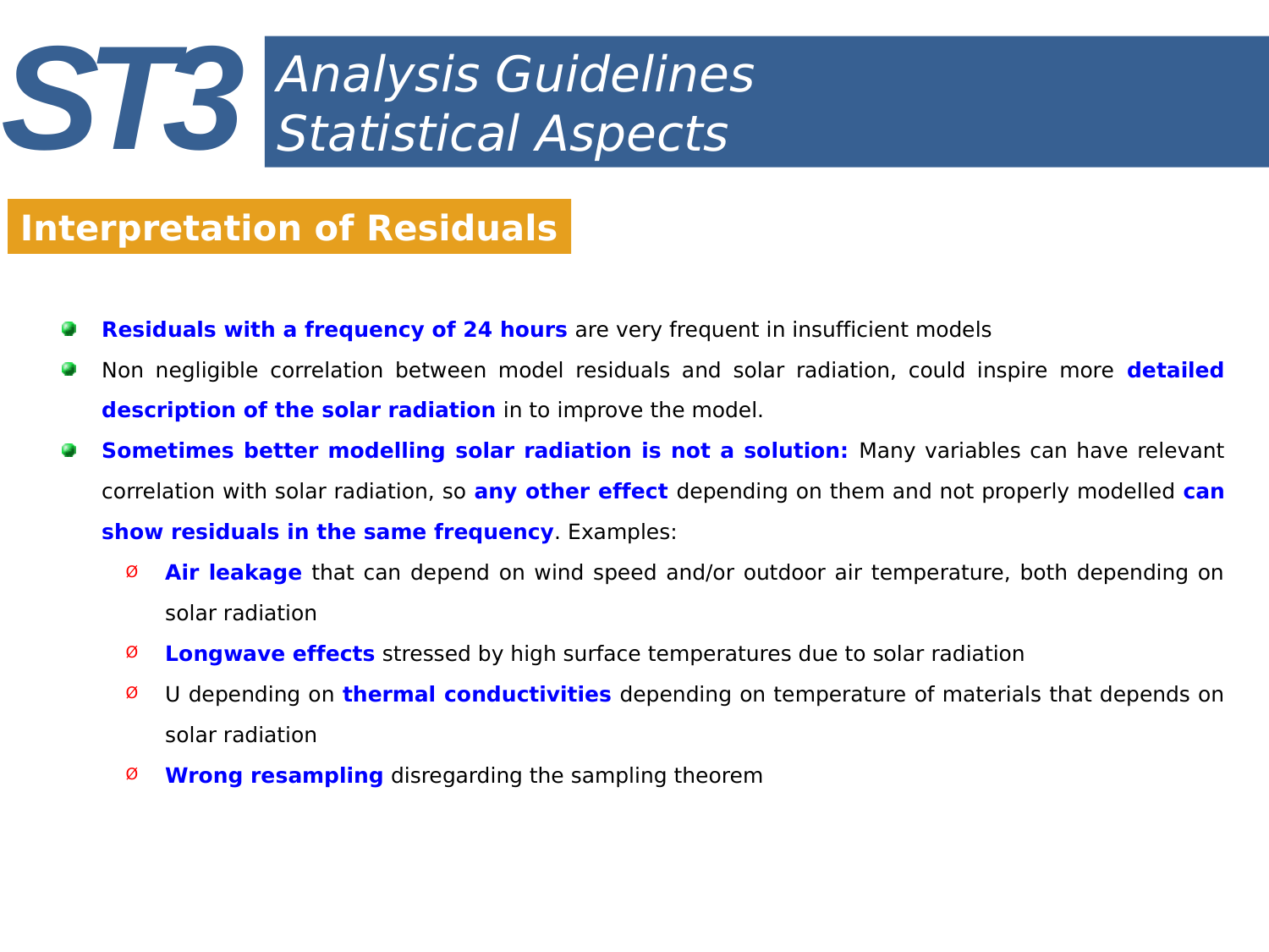# ST3 Analysis Guidelines Statistical Aspects

## Interpretation of Residuals

- **Residuals with a frequency of 24 hours** are very frequent in insufficient models
- Non negligible correlation between model residuals and solar radiation, could inspire more **detailed description of the solar radiation** in to improve the model.
- **Sometimes better modelling solar radiation is not a solution:** Many variables can have relevant correlation with solar radiation, so **any other effect** depending on them and not properly modelled **can show residuals in the same frequency**. Examples:
  - **Air leakage** that can depend on wind speed and/or outdoor air temperature, both depending on solar radiation
  - **Longwave effects** stressed by high surface temperatures due to solar radiation
  - U depending on **thermal conductivities** depending on temperature of materials that depends on solar radiation
  - **Wrong resampling** disregarding the sampling theorem